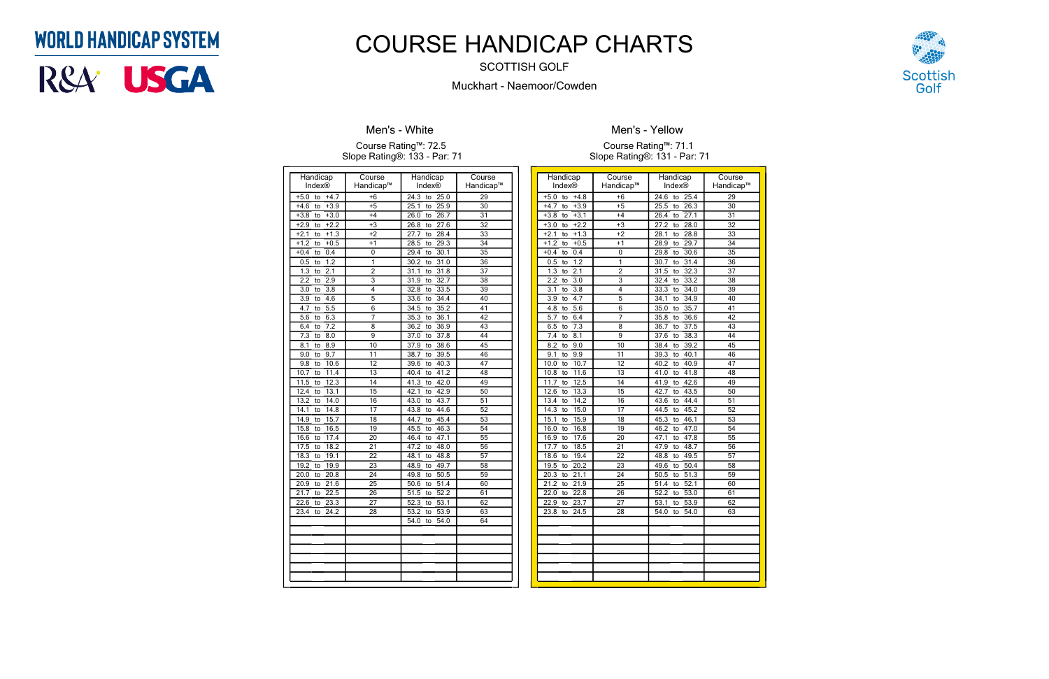WORLD HANDICAP SYSTEM

R&A USGA

# COURSE HANDICAP CHARTS

SCOTTISH GOLF

Muckhart - Naemoor/Cowden

Scottish Golf

## Men's - White

Course Rating™: 72.5
Slope Rating®: 133 - Par: 71

| Handicap Index® | Course Handicap™ | Handicap Index® | Course Handicap™ |
|---|---|---|---|
| +5.0 to +4.7 | +6 | 24.3 to 25.0 | 29 |
| +4.6 to +3.9 | +5 | 25.1 to 25.9 | 30 |
| +3.8 to +3.0 | +4 | 26.0 to 26.7 | 31 |
| +2.9 to +2.2 | +3 | 26.8 to 27.6 | 32 |
| +2.1 to +1.3 | +2 | 27.7 to 28.4 | 33 |
| +1.2 to +0.5 | +1 | 28.5 to 29.3 | 34 |
| +0.4 to 0.4 | 0 | 29.4 to 30.1 | 35 |
| 0.5 to 1.2 | 1 | 30.2 to 31.0 | 36 |
| 1.3 to 2.1 | 2 | 31.1 to 31.8 | 37 |
| 2.2 to 2.9 | 3 | 31.9 to 32.7 | 38 |
| 3.0 to 3.8 | 4 | 32.8 to 33.5 | 39 |
| 3.9 to 4.6 | 5 | 33.6 to 34.4 | 40 |
| 4.7 to 5.5 | 6 | 34.5 to 35.2 | 41 |
| 5.6 to 6.3 | 7 | 35.3 to 36.1 | 42 |
| 6.4 to 7.2 | 8 | 36.2 to 36.9 | 43 |
| 7.3 to 8.0 | 9 | 37.0 to 37.8 | 44 |
| 8.1 to 8.9 | 10 | 37.9 to 38.6 | 45 |
| 9.0 to 9.7 | 11 | 38.7 to 39.5 | 46 |
| 9.8 to 10.6 | 12 | 39.6 to 40.3 | 47 |
| 10.7 to 11.4 | 13 | 40.4 to 41.2 | 48 |
| 11.5 to 12.3 | 14 | 41.3 to 42.0 | 49 |
| 12.4 to 13.1 | 15 | 42.1 to 42.9 | 50 |
| 13.2 to 14.0 | 16 | 43.0 to 43.7 | 51 |
| 14.1 to 14.8 | 17 | 43.8 to 44.6 | 52 |
| 14.9 to 15.7 | 18 | 44.7 to 45.4 | 53 |
| 15.8 to 16.5 | 19 | 45.5 to 46.3 | 54 |
| 16.6 to 17.4 | 20 | 46.4 to 47.1 | 55 |
| 17.5 to 18.2 | 21 | 47.2 to 48.0 | 56 |
| 18.3 to 19.1 | 22 | 48.1 to 48.8 | 57 |
| 19.2 to 19.9 | 23 | 48.9 to 49.7 | 58 |
| 20.0 to 20.8 | 24 | 49.8 to 50.5 | 59 |
| 20.9 to 21.6 | 25 | 50.6 to 51.4 | 60 |
| 21.7 to 22.5 | 26 | 51.5 to 52.2 | 61 |
| 22.6 to 23.3 | 27 | 52.3 to 53.1 | 62 |
| 23.4 to 24.2 | 28 | 53.2 to 53.9 | 63 |
| | | 54.0 to 54.0 | 64 |

## Men's - Yellow

Course Rating™: 71.1
Slope Rating®: 131 - Par: 71

| Handicap Index® | Course Handicap™ | Handicap Index® | Course Handicap™ |
|---|---|---|---|
| +5.0 to +4.8 | +6 | 24.6 to 25.4 | 29 |
| +4.7 to +3.9 | +5 | 25.5 to 26.3 | 30 |
| +3.8 to +3.1 | +4 | 26.4 to 27.1 | 31 |
| +3.0 to +2.2 | +3 | 27.2 to 28.0 | 32 |
| +2.1 to +1.3 | +2 | 28.1 to 28.8 | 33 |
| +1.2 to +0.5 | +1 | 28.9 to 29.7 | 34 |
| +0.4 to 0.4 | 0 | 29.8 to 30.6 | 35 |
| 0.5 to 1.2 | 1 | 30.7 to 31.4 | 36 |
| 1.3 to 2.1 | 2 | 31.5 to 32.3 | 37 |
| 2.2 to 3.0 | 3 | 32.4 to 33.2 | 38 |
| 3.1 to 3.8 | 4 | 33.3 to 34.0 | 39 |
| 3.9 to 4.7 | 5 | 34.1 to 34.9 | 40 |
| 4.8 to 5.6 | 6 | 35.0 to 35.7 | 41 |
| 5.7 to 6.4 | 7 | 35.8 to 36.6 | 42 |
| 6.5 to 7.3 | 8 | 36.7 to 37.5 | 43 |
| 7.4 to 8.1 | 9 | 37.6 to 38.3 | 44 |
| 8.2 to 9.0 | 10 | 38.4 to 39.2 | 45 |
| 9.1 to 9.9 | 11 | 39.3 to 40.1 | 46 |
| 10.0 to 10.7 | 12 | 40.2 to 40.9 | 47 |
| 10.8 to 11.6 | 13 | 41.0 to 41.8 | 48 |
| 11.7 to 12.5 | 14 | 41.9 to 42.6 | 49 |
| 12.6 to 13.3 | 15 | 42.7 to 43.5 | 50 |
| 13.4 to 14.2 | 16 | 43.6 to 44.4 | 51 |
| 14.3 to 15.0 | 17 | 44.5 to 45.2 | 52 |
| 15.1 to 15.9 | 18 | 45.3 to 46.1 | 53 |
| 16.0 to 16.8 | 19 | 46.2 to 47.0 | 54 |
| 16.9 to 17.6 | 20 | 47.1 to 47.8 | 55 |
| 17.7 to 18.5 | 21 | 47.9 to 48.7 | 56 |
| 18.6 to 19.4 | 22 | 48.8 to 49.5 | 57 |
| 19.5 to 20.2 | 23 | 49.6 to 50.4 | 58 |
| 20.3 to 21.1 | 24 | 50.5 to 51.3 | 59 |
| 21.2 to 21.9 | 25 | 51.4 to 52.1 | 60 |
| 22.0 to 22.8 | 26 | 52.2 to 53.0 | 61 |
| 22.9 to 23.7 | 27 | 53.1 to 53.9 | 62 |
| 23.8 to 24.5 | 28 | 54.0 to 54.0 | 63 |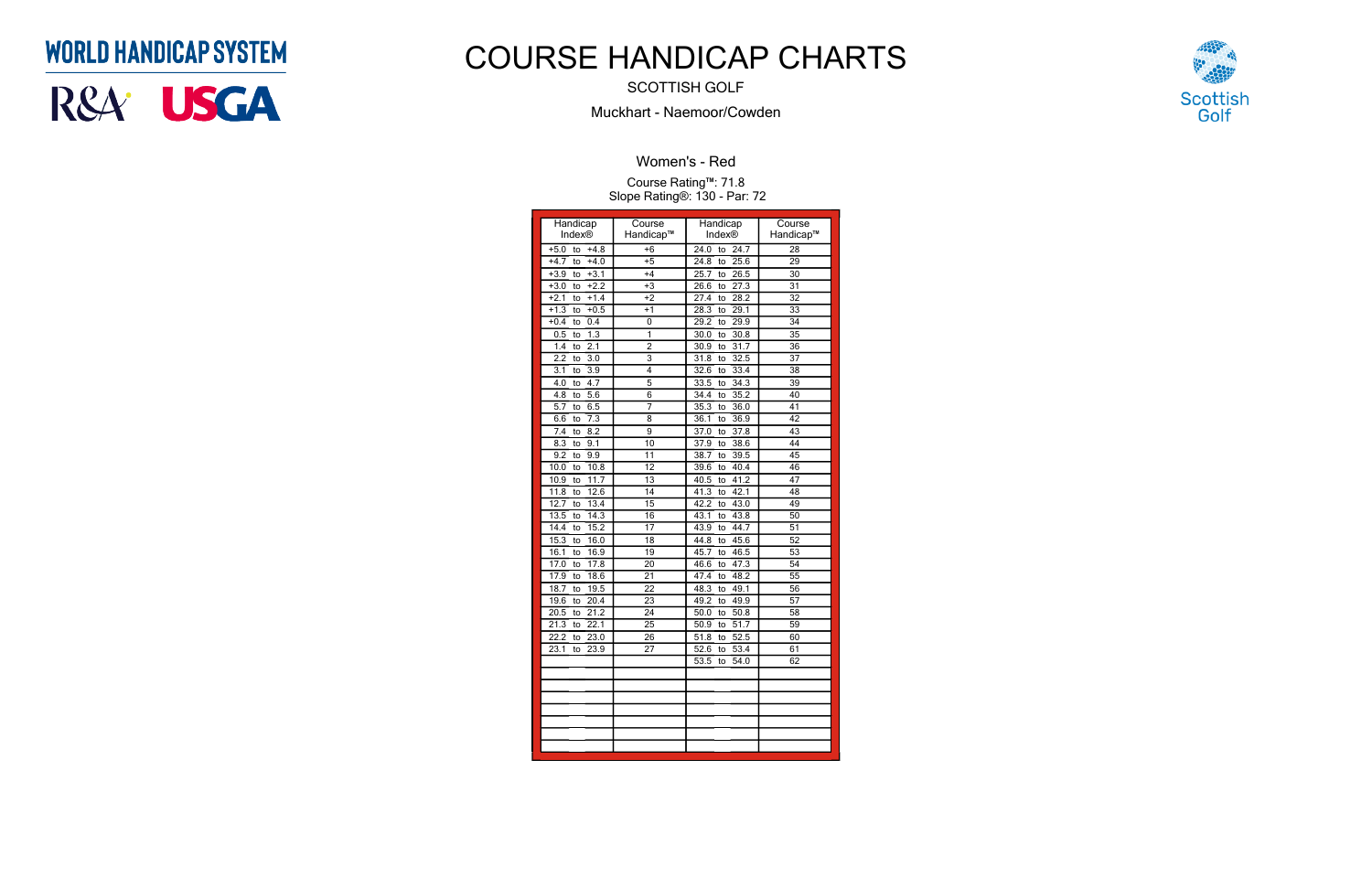WORLD HANDICAP SYSTEM

R&A USGA

# COURSE HANDICAP CHARTS

SCOTTISH GOLF

Muckhart - Naemoor/Cowden

Scottish Golf

## Women's - Red

Course Rating™: 71.8
Slope Rating®: 130 - Par: 72

| Handicap Index® | Course Handicap™ | Handicap Index® | Course Handicap™ |
|---|---|---|---|
| +5.0 to +4.8 | +6 | 24.0 to 24.7 | 28 |
| +4.7 to +4.0 | +5 | 24.8 to 25.6 | 29 |
| +3.9 to +3.1 | +4 | 25.7 to 26.5 | 30 |
| +3.0 to +2.2 | +3 | 26.6 to 27.3 | 31 |
| +2.1 to +1.4 | +2 | 27.4 to 28.2 | 32 |
| +1.3 to +0.5 | +1 | 28.3 to 29.1 | 33 |
| +0.4 to 0.4 | 0 | 29.2 to 29.9 | 34 |
| 0.5 to 1.3 | 1 | 30.0 to 30.8 | 35 |
| 1.4 to 2.1 | 2 | 30.9 to 31.7 | 36 |
| 2.2 to 3.0 | 3 | 31.8 to 32.5 | 37 |
| 3.1 to 3.9 | 4 | 32.6 to 33.4 | 38 |
| 4.0 to 4.7 | 5 | 33.5 to 34.3 | 39 |
| 4.8 to 5.6 | 6 | 34.4 to 35.2 | 40 |
| 5.7 to 6.5 | 7 | 35.3 to 36.0 | 41 |
| 6.6 to 7.3 | 8 | 36.1 to 36.9 | 42 |
| 7.4 to 8.2 | 9 | 37.0 to 37.8 | 43 |
| 8.3 to 9.1 | 10 | 37.9 to 38.6 | 44 |
| 9.2 to 9.9 | 11 | 38.7 to 39.5 | 45 |
| 10.0 to 10.8 | 12 | 39.6 to 40.4 | 46 |
| 10.9 to 11.7 | 13 | 40.5 to 41.2 | 47 |
| 11.8 to 12.6 | 14 | 41.3 to 42.1 | 48 |
| 12.7 to 13.4 | 15 | 42.2 to 43.0 | 49 |
| 13.5 to 14.3 | 16 | 43.1 to 43.8 | 50 |
| 14.4 to 15.2 | 17 | 43.9 to 44.7 | 51 |
| 15.3 to 16.0 | 18 | 44.8 to 45.6 | 52 |
| 16.1 to 16.9 | 19 | 45.7 to 46.5 | 53 |
| 17.0 to 17.8 | 20 | 46.6 to 47.3 | 54 |
| 17.9 to 18.6 | 21 | 47.4 to 48.2 | 55 |
| 18.7 to 19.5 | 22 | 48.3 to 49.1 | 56 |
| 19.6 to 20.4 | 23 | 49.2 to 49.9 | 57 |
| 20.5 to 21.2 | 24 | 50.0 to 50.8 | 58 |
| 21.3 to 22.1 | 25 | 50.9 to 51.7 | 59 |
| 22.2 to 23.0 | 26 | 51.8 to 52.5 | 60 |
| 23.1 to 23.9 | 27 | 52.6 to 53.4 | 61 |
| | | 53.5 to 54.0 | 62 |